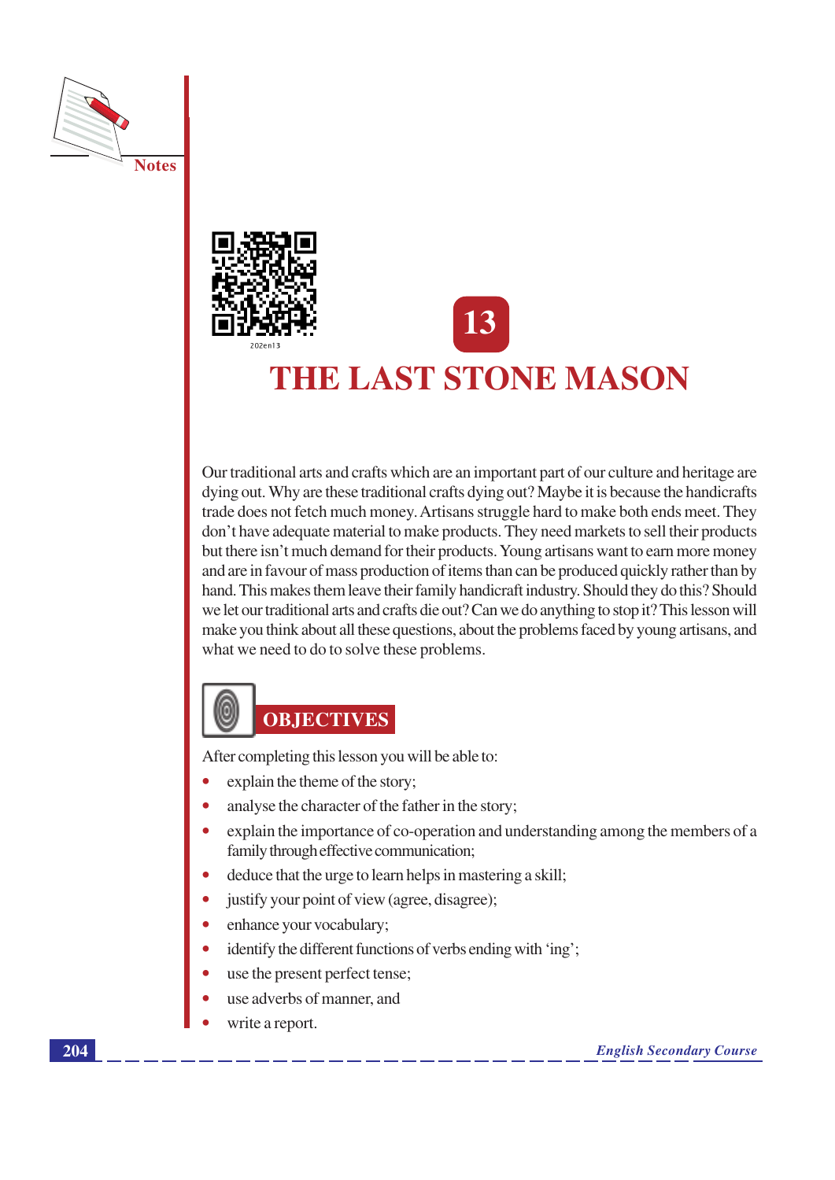# 13

# THE LAST STONE MASON

Our traditional arts and crafts which are an important part of our culture and heritage are dying out. Why are these traditional crafts dying out? Maybe it is because the handicrafts trade does not fetch much money. Artisans struggle hard to make both ends meet. They don't have adequate material to make products. They need markets to sell their products but there isn't much demand for their products. Young artisans want to earn more money and are in favour of mass production of items than can be produced quickly rather than by hand. This makes them leave their family handicraft industry. Should they do this? Should we let our traditional arts and crafts die out? Can we do anything to stop it? This lesson will make you think about all these questions, about the problems faced by young artisans, and what we need to do to solve these problems.

## OBJECTIVES

After completing this lesson you will be able to:

- explain the theme of the story;
- analyse the character of the father in the story;
- explain the importance of co-operation and understanding among the members of a family through effective communication;
- deduce that the urge to learn helps in mastering a skill;
- justify your point of view (agree, disagree);
- enhance your vocabulary;
- identify the different functions of verbs ending with 'ing';
- use the present perfect tense;
- use adverbs of manner, and
- write a report.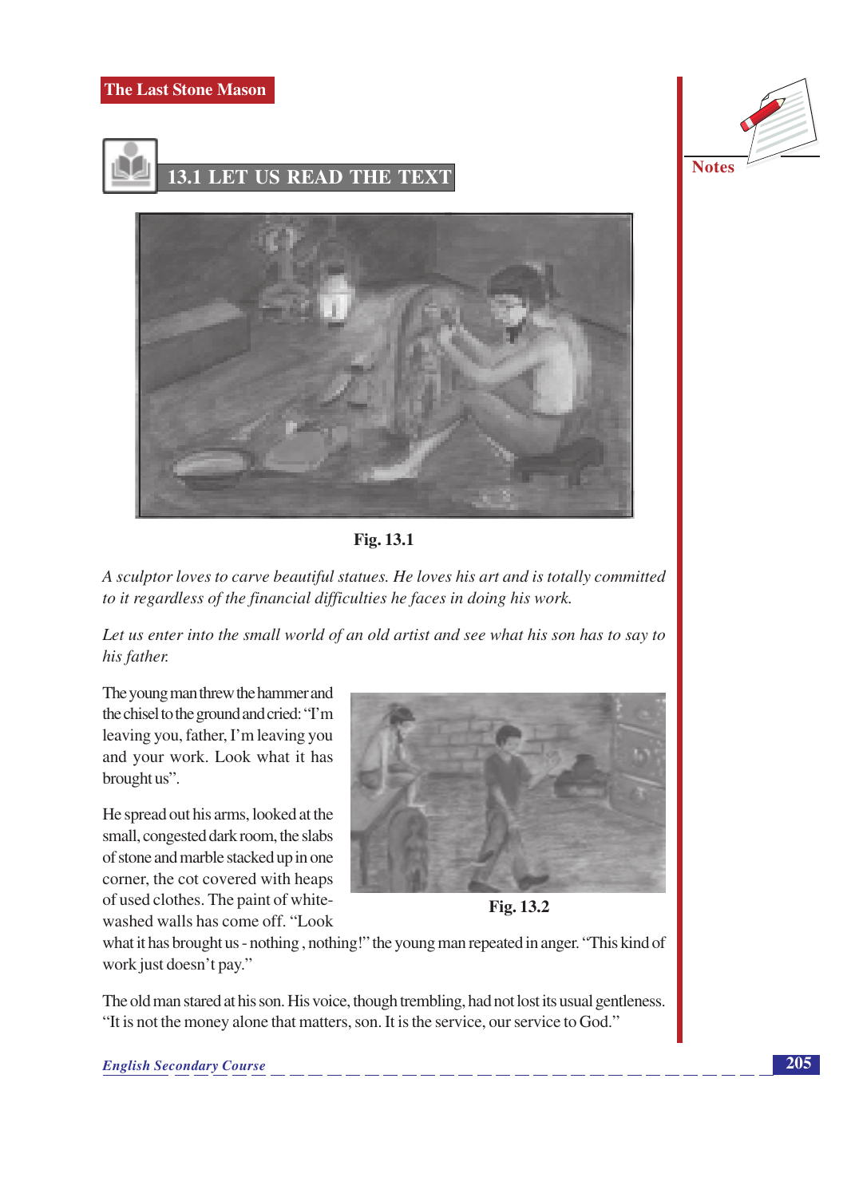## 13.1 LET US READ THE TEXT

Fig. 13.1

*A sculptor loves to carve beautiful statues. He loves his art and is totally committed to it regardless of the financial difficulties he faces in doing his work.*

*Let us enter into the small world of an old artist and see what his son has to say to his father.*

The young man threw the hammer and the chisel to the ground and cried: "I'm leaving you, father, I'm leaving you and your work. Look what it has brought us".

Fig. 13.2

He spread out his arms, looked at the small, congested dark room, the slabs of stone and marble stacked up in one corner, the cot covered with heaps of used clothes. The paint of white-washed walls has come off. "Look what it has brought us - nothing , nothing!" the young man repeated in anger. "This kind of work just doesn't pay."

The old man stared at his son. His voice, though trembling, had not lost its usual gentleness. "It is not the money alone that matters, son. It is the service, our service to God."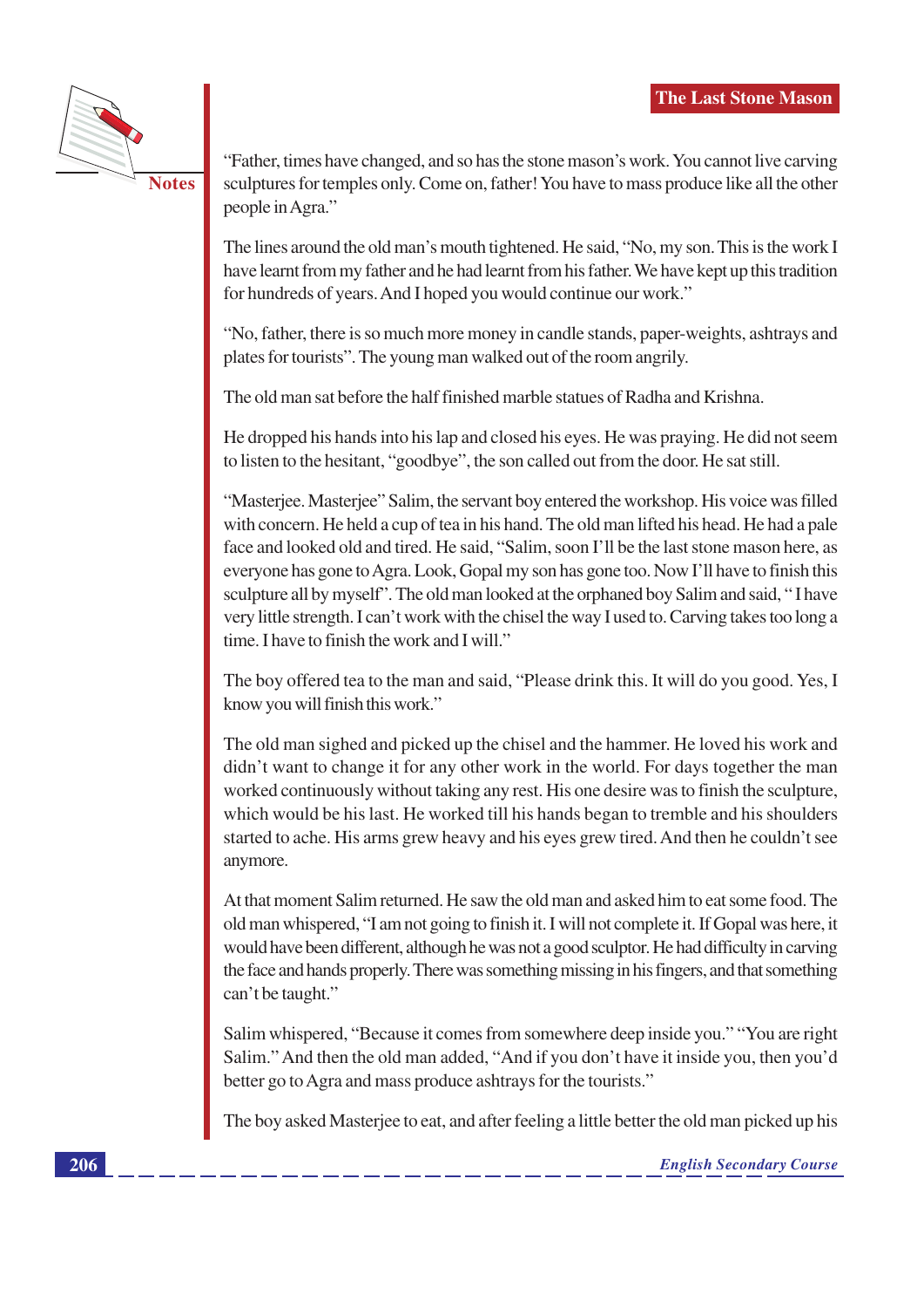"Father, times have changed, and so has the stone mason's work. You cannot live carving sculptures for temples only. Come on, father! You have to mass produce like all the other people in Agra."

The lines around the old man's mouth tightened. He said, "No, my son. This is the work I have learnt from my father and he had learnt from his father. We have kept up this tradition for hundreds of years. And I hoped you would continue our work."

"No, father, there is so much more money in candle stands, paper-weights, ashtrays and plates for tourists". The young man walked out of the room angrily.

The old man sat before the half finished marble statues of Radha and Krishna.

He dropped his hands into his lap and closed his eyes. He was praying. He did not seem to listen to the hesitant, "goodbye", the son called out from the door. He sat still.

"Masterjee. Masterjee" Salim, the servant boy entered the workshop. His voice was filled with concern. He held a cup of tea in his hand. The old man lifted his head. He had a pale face and looked old and tired. He said, "Salim, soon I'll be the last stone mason here, as everyone has gone to Agra. Look, Gopal my son has gone too. Now I'll have to finish this sculpture all by myself". The old man looked at the orphaned boy Salim and said, " I have very little strength. I can't work with the chisel the way I used to. Carving takes too long a time. I have to finish the work and I will."

The boy offered tea to the man and said, "Please drink this. It will do you good. Yes, I know you will finish this work."

The old man sighed and picked up the chisel and the hammer. He loved his work and didn't want to change it for any other work in the world. For days together the man worked continuously without taking any rest. His one desire was to finish the sculpture, which would be his last. He worked till his hands began to tremble and his shoulders started to ache. His arms grew heavy and his eyes grew tired. And then he couldn't see anymore.

At that moment Salim returned. He saw the old man and asked him to eat some food. The old man whispered, "I am not going to finish it. I will not complete it. If Gopal was here, it would have been different, although he was not a good sculptor. He had difficulty in carving the face and hands properly. There was something missing in his fingers, and that something can't be taught."

Salim whispered, "Because it comes from somewhere deep inside you." "You are right Salim." And then the old man added, "And if you don't have it inside you, then you'd better go to Agra and mass produce ashtrays for the tourists."

The boy asked Masterjee to eat, and after feeling a little better the old man picked up his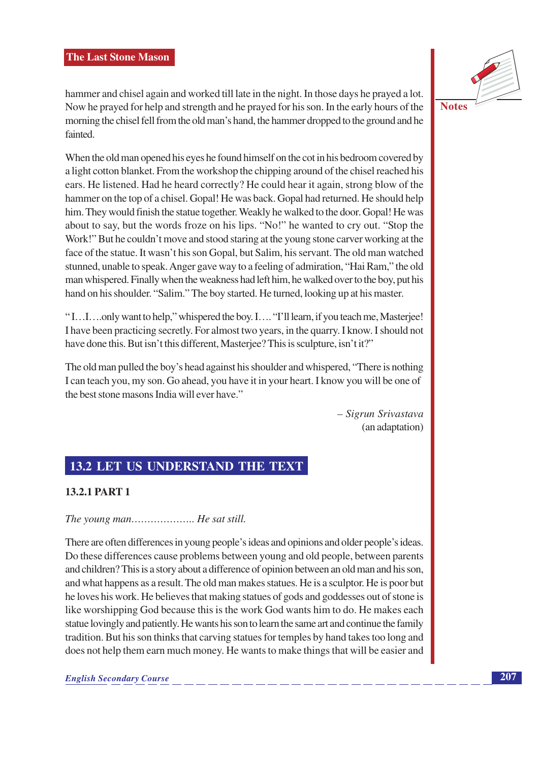hammer and chisel again and worked till late in the night. In those days he prayed a lot. Now he prayed for help and strength and he prayed for his son. In the early hours of the morning the chisel fell from the old man's hand, the hammer dropped to the ground and he fainted.

When the old man opened his eyes he found himself on the cot in his bedroom covered by a light cotton blanket. From the workshop the chipping around of the chisel reached his ears. He listened. Had he heard correctly? He could hear it again, strong blow of the hammer on the top of a chisel. Gopal! He was back. Gopal had returned. He should help him. They would finish the statue together. Weakly he walked to the door. Gopal! He was about to say, but the words froze on his lips. "No!" he wanted to cry out. "Stop the Work!" But he couldn't move and stood staring at the young stone carver working at the face of the statue. It wasn't his son Gopal, but Salim, his servant. The old man watched stunned, unable to speak. Anger gave way to a feeling of admiration, "Hai Ram," the old man whispered. Finally when the weakness had left him, he walked over to the boy, put his hand on his shoulder. "Salim." The boy started. He turned, looking up at his master.

"I…I….only want to help," whispered the boy. I…. "I'll learn, if you teach me, Masterjee! I have been practicing secretly. For almost two years, in the quarry. I know. I should not have done this. But isn't this different, Masterjee? This is sculpture, isn't it?"

The old man pulled the boy's head against his shoulder and whispered, "There is nothing I can teach you, my son. Go ahead, you have it in your heart. I know you will be one of the best stone masons India will ever have."

– *Sigrun Srivastava*
(an adaptation)

## 13.2 LET US UNDERSTAND THE TEXT

### 13.2.1 PART 1

*The young man……………….. He sat still.*

There are often differences in young people's ideas and opinions and older people's ideas. Do these differences cause problems between young and old people, between parents and children? This is a story about a difference of opinion between an old man and his son, and what happens as a result. The old man makes statues. He is a sculptor. He is poor but he loves his work. He believes that making statues of gods and goddesses out of stone is like worshipping God because this is the work God wants him to do. He makes each statue lovingly and patiently. He wants his son to learn the same art and continue the family tradition. But his son thinks that carving statues for temples by hand takes too long and does not help them earn much money. He wants to make things that will be easier and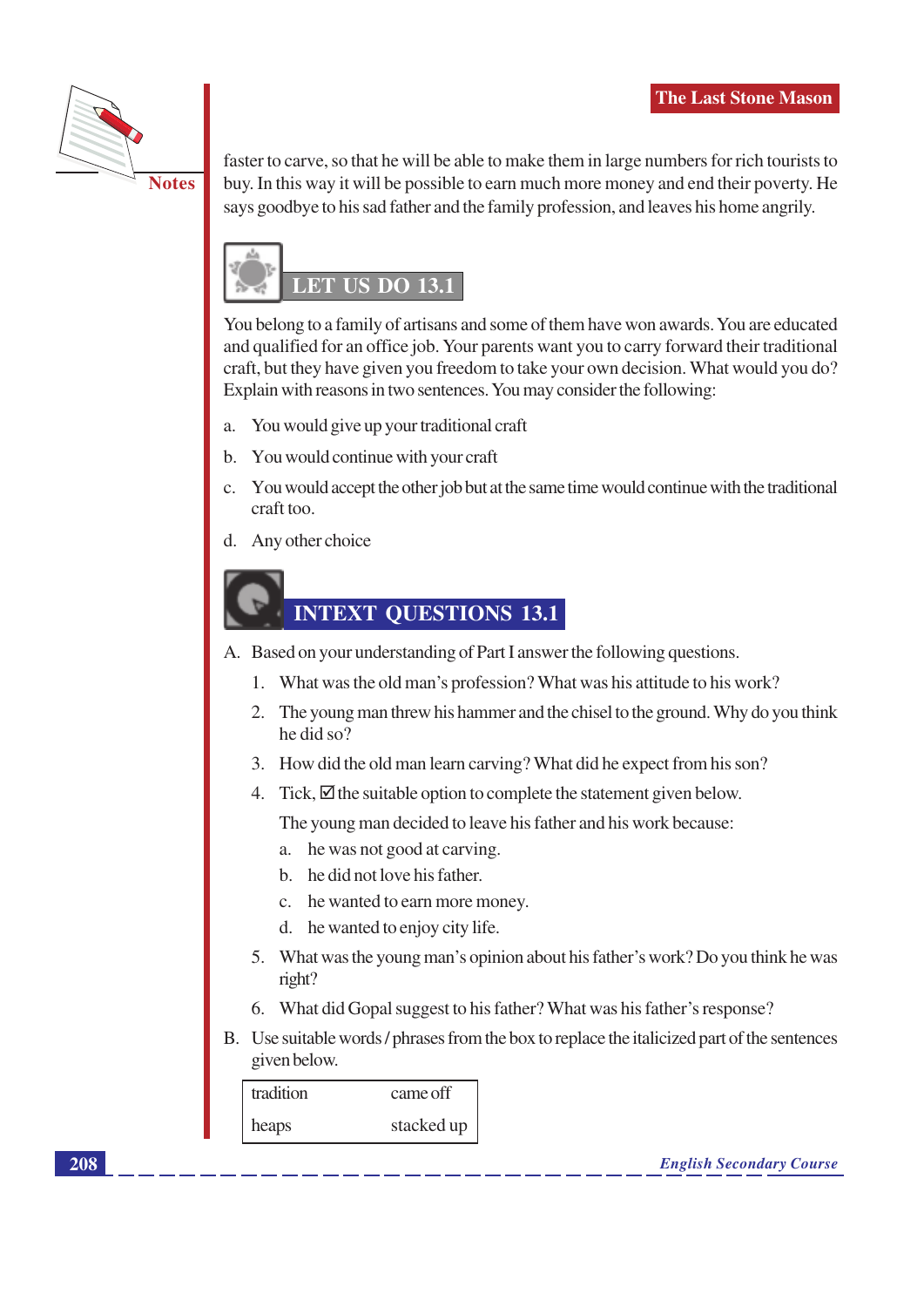faster to carve, so that he will be able to make them in large numbers for rich tourists to buy. In this way it will be possible to earn much more money and end their poverty. He says goodbye to his sad father and the family profession, and leaves his home angrily.

## LET US DO 13.1

You belong to a family of artisans and some of them have won awards. You are educated and qualified for an office job. Your parents want you to carry forward their traditional craft, but they have given you freedom to take your own decision. What would you do? Explain with reasons in two sentences. You may consider the following:

a. You would give up your traditional craft

b. You would continue with your craft

c. You would accept the other job but at the same time would continue with the traditional craft too.

d. Any other choice

## INTEXT QUESTIONS 13.1

A. Based on your understanding of Part I answer the following questions.

1. What was the old man's profession? What was his attitude to his work?
2. The young man threw his hammer and the chisel to the ground. Why do you think he did so?
3. How did the old man learn carving? What did he expect from his son?
4. Tick, ☑ the suitable option to complete the statement given below.

   The young man decided to leave his father and his work because:

   a. he was not good at carving.

   b. he did not love his father.

   c. he wanted to earn more money.

   d. he wanted to enjoy city life.

5. What was the young man's opinion about his father's work? Do you think he was right?
6. What did Gopal suggest to his father? What was his father's response?

B. Use suitable words / phrases from the box to replace the italicized part of the sentences given below.

| tradition | came off |
|---|---|
| heaps | stacked up |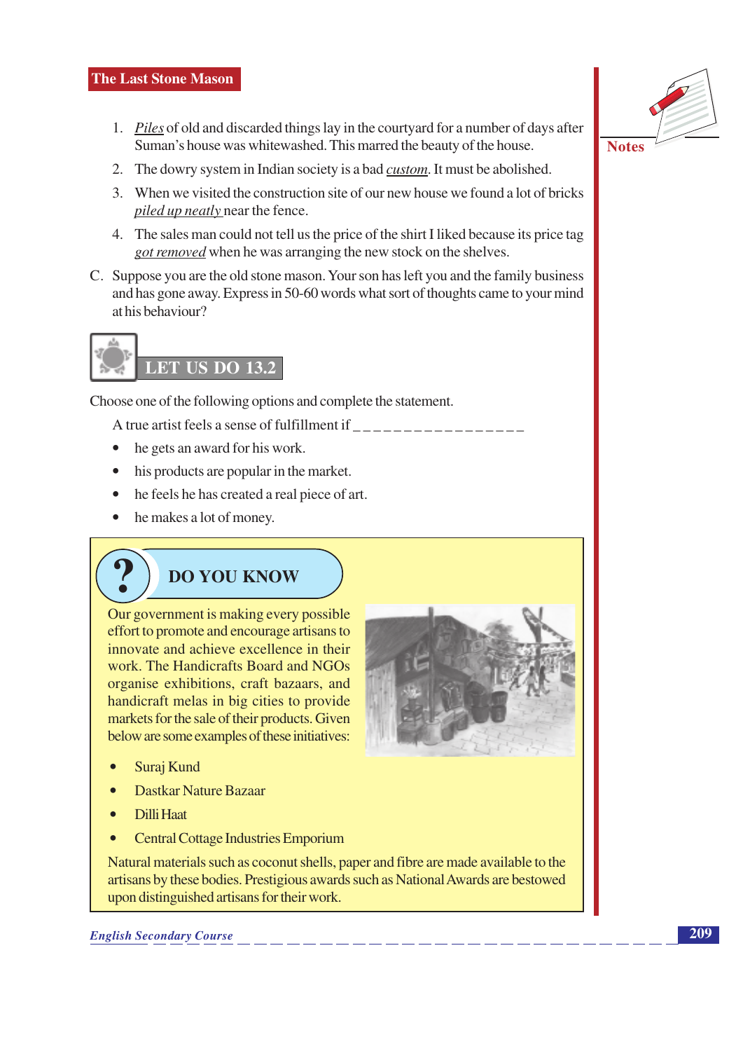1. *Piles* of old and discarded things lay in the courtyard for a number of days after Suman's house was whitewashed. This marred the beauty of the house.
2. The dowry system in Indian society is a bad *custom*. It must be abolished.
3. When we visited the construction site of our new house we found a lot of bricks *piled up neatly* near the fence.
4. The sales man could not tell us the price of the shirt I liked because its price tag *got removed* when he was arranging the new stock on the shelves.

C. Suppose you are the old stone mason. Your son has left you and the family business and has gone away. Express in 50-60 words what sort of thoughts came to your mind at his behaviour?

## LET US DO 13.2

Choose one of the following options and complete the statement.

A true artist feels a sense of fulfillment if _________________

- he gets an award for his work.
- his products are popular in the market.
- he feels he has created a real piece of art.
- he makes a lot of money.

## DO YOU KNOW

Our government is making every possible effort to promote and encourage artisans to innovate and achieve excellence in their work. The Handicrafts Board and NGOs organise exhibitions, craft bazaars, and handicraft melas in big cities to provide markets for the sale of their products. Given below are some examples of these initiatives:

- Suraj Kund
- Dastkar Nature Bazaar
- Dilli Haat
- Central Cottage Industries Emporium

Natural materials such as coconut shells, paper and fibre are made available to the artisans by these bodies. Prestigious awards such as National Awards are bestowed upon distinguished artisans for their work.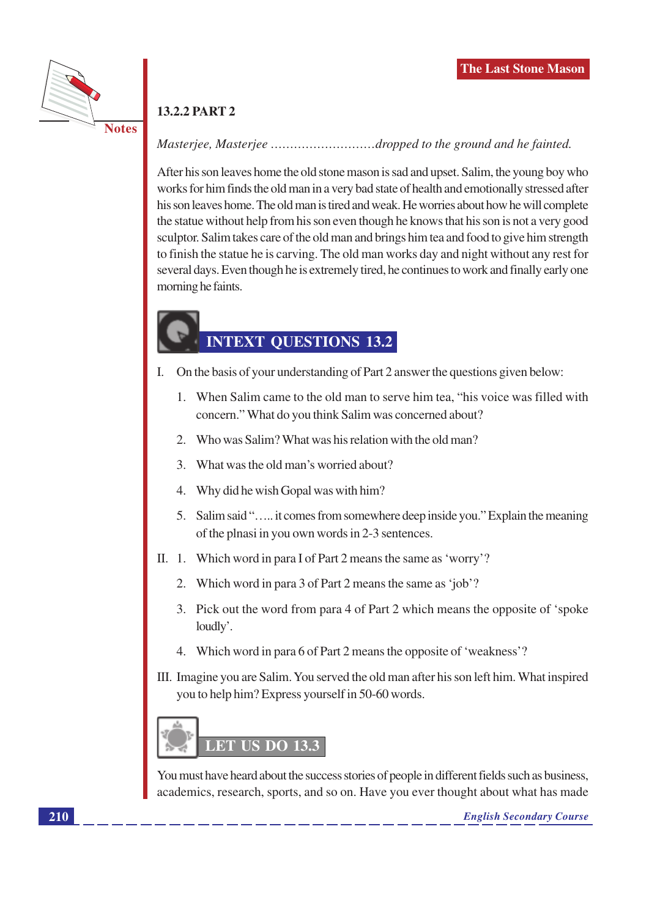### 13.2.2 PART 2

*Masterjee, Masterjee .........................dropped to the ground and he fainted.*

After his son leaves home the old stone mason is sad and upset. Salim, the young boy who works for him finds the old man in a very bad state of health and emotionally stressed after his son leaves home. The old man is tired and weak. He worries about how he will complete the statue without help from his son even though he knows that his son is not a very good sculptor. Salim takes care of the old man and brings him tea and food to give him strength to finish the statue he is carving. The old man works day and night without any rest for several days. Even though he is extremely tired, he continues to work and finally early one morning he faints.

## INTEXT QUESTIONS 13.2

I. On the basis of your understanding of Part 2 answer the questions given below:

1. When Salim came to the old man to serve him tea, "his voice was filled with concern." What do you think Salim was concerned about?
2. Who was Salim? What was his relation with the old man?
3. What was the old man's worried about?
4. Why did he wish Gopal was with him?
5. Salim said "….. it comes from somewhere deep inside you." Explain the meaning of the plnasi in you own words in 2-3 sentences.

II. 1. Which word in para I of Part 2 means the same as 'worry'?

2. Which word in para 3 of Part 2 means the same as 'job'?
3. Pick out the word from para 4 of Part 2 which means the opposite of 'spoke loudly'.
4. Which word in para 6 of Part 2 means the opposite of 'weakness'?

III. Imagine you are Salim. You served the old man after his son left him. What inspired you to help him? Express yourself in 50-60 words.

## LET US DO 13.3

You must have heard about the success stories of people in different fields such as business, academics, research, sports, and so on. Have you ever thought about what has made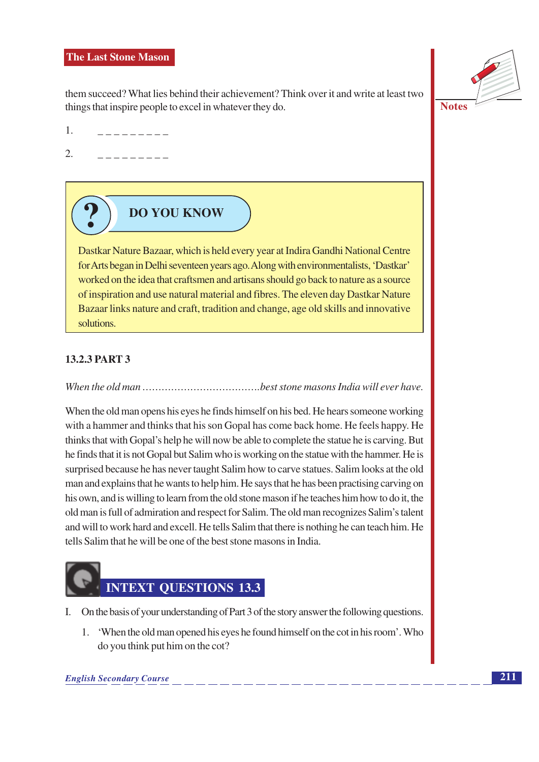them succeed? What lies behind their achievement? Think over it and write at least two things that inspire people to excel in whatever they do.

1. _ _ _ _ _ _ _ _ _

2. _ _ _ _ _ _ _ _ _

> **DO YOU KNOW**
>
> Dastkar Nature Bazaar, which is held every year at Indira Gandhi National Centre for Arts began in Delhi seventeen years ago. Along with environmentalists, 'Dastkar' worked on the idea that craftsmen and artisans should go back to nature as a source of inspiration and use natural material and fibres. The eleven day Dastkar Nature Bazaar links nature and craft, tradition and change, age old skills and innovative solutions.

### 13.2.3 PART 3

*When the old man .....................................best stone masons India will ever have.*

When the old man opens his eyes he finds himself on his bed. He hears someone working with a hammer and thinks that his son Gopal has come back home. He feels happy. He thinks that with Gopal's help he will now be able to complete the statue he is carving. But he finds that it is not Gopal but Salim who is working on the statue with the hammer. He is surprised because he has never taught Salim how to carve statues. Salim looks at the old man and explains that he wants to help him. He says that he has been practising carving on his own, and is willing to learn from the old stone mason if he teaches him how to do it, the old man is full of admiration and respect for Salim. The old man recognizes Salim's talent and will to work hard and excell. He tells Salim that there is nothing he can teach him. He tells Salim that he will be one of the best stone masons in India.

## INTEXT QUESTIONS 13.3

I. On the basis of your understanding of Part 3 of the story answer the following questions.

1. 'When the old man opened his eyes he found himself on the cot in his room'. Who do you think put him on the cot?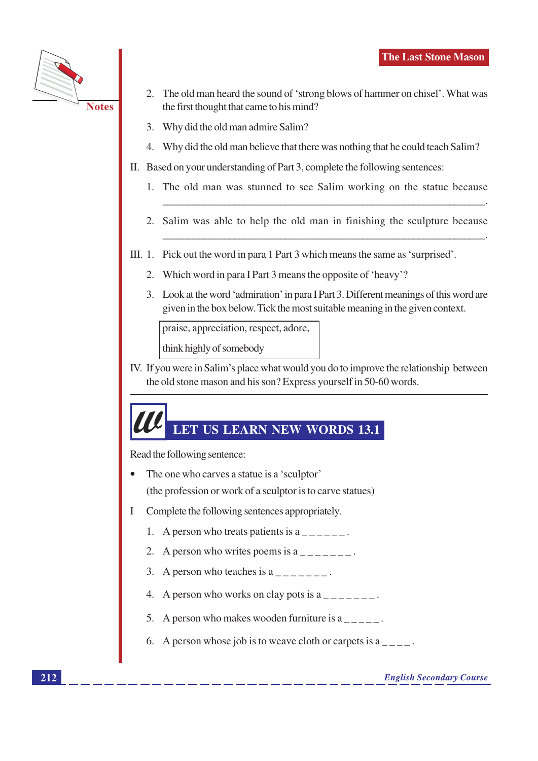2. The old man heard the sound of 'strong blows of hammer on chisel'. What was the first thought that came to his mind?

3. Why did the old man admire Salim?

4. Why did the old man believe that there was nothing that he could teach Salim?

II. Based on your understanding of Part 3, complete the following sentences:

1. The old man was stunned to see Salim working on the statue because ______________________________________________________________.

2. Salim was able to help the old man in finishing the sculpture because ______________________________________________________________.

III. 1. Pick out the word in para 1 Part 3 which means the same as 'surprised'.

2. Which word in para I Part 3 means the opposite of 'heavy'?

3. Look at the word 'admiration' in para I Part 3. Different meanings of this word are given in the box below. Tick the most suitable meaning in the given context.

| praise, appreciation, respect, adore, think highly of somebody |
|---|

IV. If you were in Salim's place what would you do to improve the relationship between the old stone mason and his son? Express yourself in 50-60 words.

## LET US LEARN NEW WORDS 13.1

Read the following sentence:

- The one who carves a statue is a 'sculptor'

  (the profession or work of a sculptor is to carve statues)

I Complete the following sentences appropriately.

1. A person who treats patients is a _ _ _ _ _ _ .
2. A person who writes poems is a _ _ _ _ _ _ _ .
3. A person who teaches is a _ _ _ _ _ _ _ .
4. A person who works on clay pots is a _ _ _ _ _ _ _ .
5. A person who makes wooden furniture is a _ _ _ _ _ .
6. A person whose job is to weave cloth or carpets is a _ _ _ _ .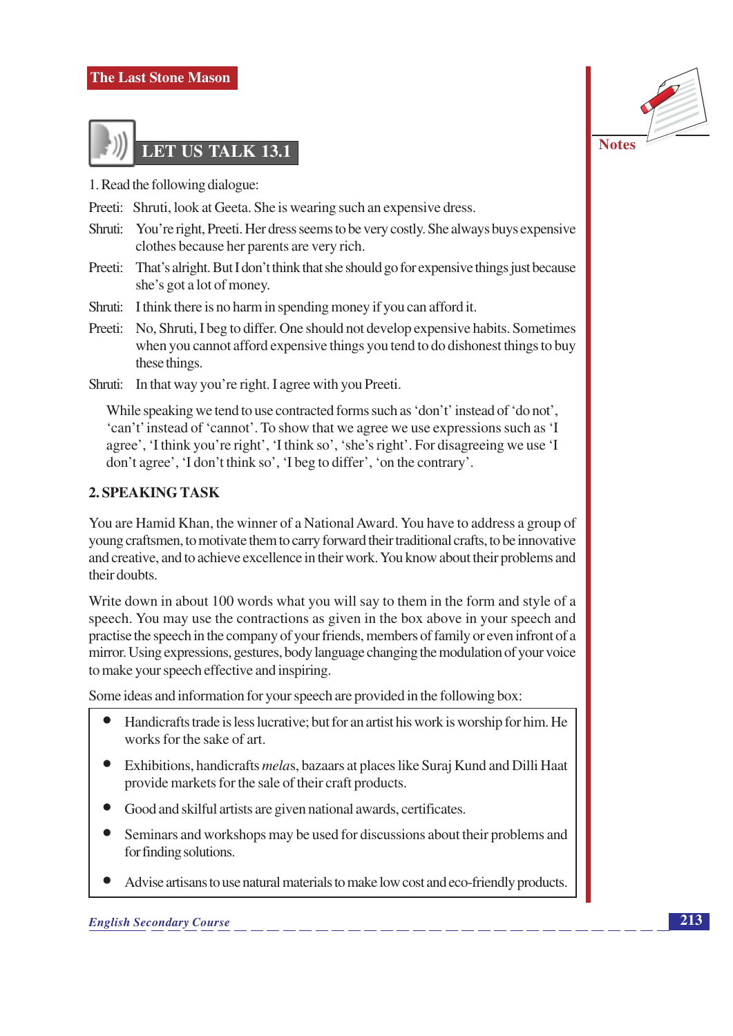## LET US TALK 13.1

1. Read the following dialogue:

Preeti: Shruti, look at Geeta. She is wearing such an expensive dress.

Shruti: You're right, Preeti. Her dress seems to be very costly. She always buys expensive clothes because her parents are very rich.

Preeti: That's alright. But I don't think that she should go for expensive things just because she's got a lot of money.

Shruti: I think there is no harm in spending money if you can afford it.

Preeti: No, Shruti, I beg to differ. One should not develop expensive habits. Sometimes when you cannot afford expensive things you tend to do dishonest things to buy these things.

Shruti: In that way you're right. I agree with you Preeti.

While speaking we tend to use contracted forms such as 'don't' instead of 'do not', 'can't' instead of 'cannot'. To show that we agree we use expressions such as 'I agree', 'I think you're right', 'I think so', 'she's right'. For disagreeing we use 'I don't agree', 'I don't think so', 'I beg to differ', 'on the contrary'.

### 2. SPEAKING TASK

You are Hamid Khan, the winner of a National Award. You have to address a group of young craftsmen, to motivate them to carry forward their traditional crafts, to be innovative and creative, and to achieve excellence in their work. You know about their problems and their doubts.

Write down in about 100 words what you will say to them in the form and style of a speech. You may use the contractions as given in the box above in your speech and practise the speech in the company of your friends, members of family or even infront of a mirror. Using expressions, gestures, body language changing the modulation of your voice to make your speech effective and inspiring.

Some ideas and information for your speech are provided in the following box:

- Handicrafts trade is less lucrative; but for an artist his work is worship for him. He works for the sake of art.
- Exhibitions, handicrafts *mela*s, bazaars at places like Suraj Kund and Dilli Haat provide markets for the sale of their craft products.
- Good and skilful artists are given national awards, certificates.
- Seminars and workshops may be used for discussions about their problems and for finding solutions.
- Advise artisans to use natural materials to make low cost and eco-friendly products.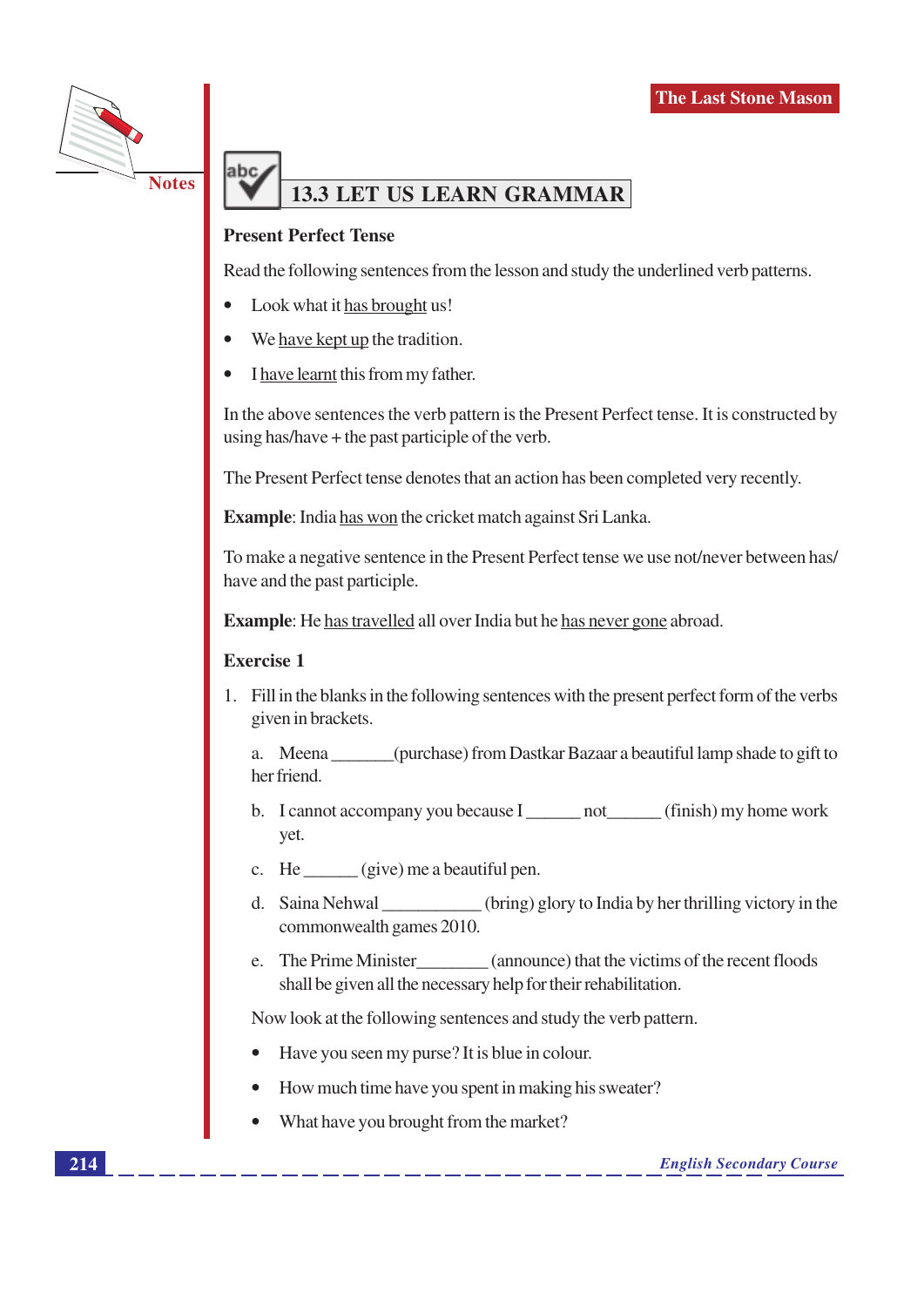## 13.3 LET US LEARN GRAMMAR

**Present Perfect Tense**

Read the following sentences from the lesson and study the underlined verb patterns.

- Look what it <u>has brought</u> us!
- We <u>have kept up</u> the tradition.
- I <u>have learnt</u> this from my father.

In the above sentences the verb pattern is the Present Perfect tense. It is constructed by using has/have + the past participle of the verb.

The Present Perfect tense denotes that an action has been completed very recently.

**Example**: India <u>has won</u> the cricket match against Sri Lanka.

To make a negative sentence in the Present Perfect tense we use not/never between has/have and the past participle.

**Example**: He <u>has travelled</u> all over India but he <u>has never gone</u> abroad.

**Exercise 1**

1. Fill in the blanks in the following sentences with the present perfect form of the verbs given in brackets.

   a. Meena _______(purchase) from Dastkar Bazaar a beautiful lamp shade to gift to her friend.

   b. I cannot accompany you because I ______ not______ (finish) my home work yet.

   c. He ______ (give) me a beautiful pen.

   d. Saina Nehwal ___________ (bring) glory to India by her thrilling victory in the commonwealth games 2010.

   e. The Prime Minister________ (announce) that the victims of the recent floods shall be given all the necessary help for their rehabilitation.

   Now look at the following sentences and study the verb pattern.

   - Have you seen my purse? It is blue in colour.
   - How much time have you spent in making his sweater?
   - What have you brought from the market?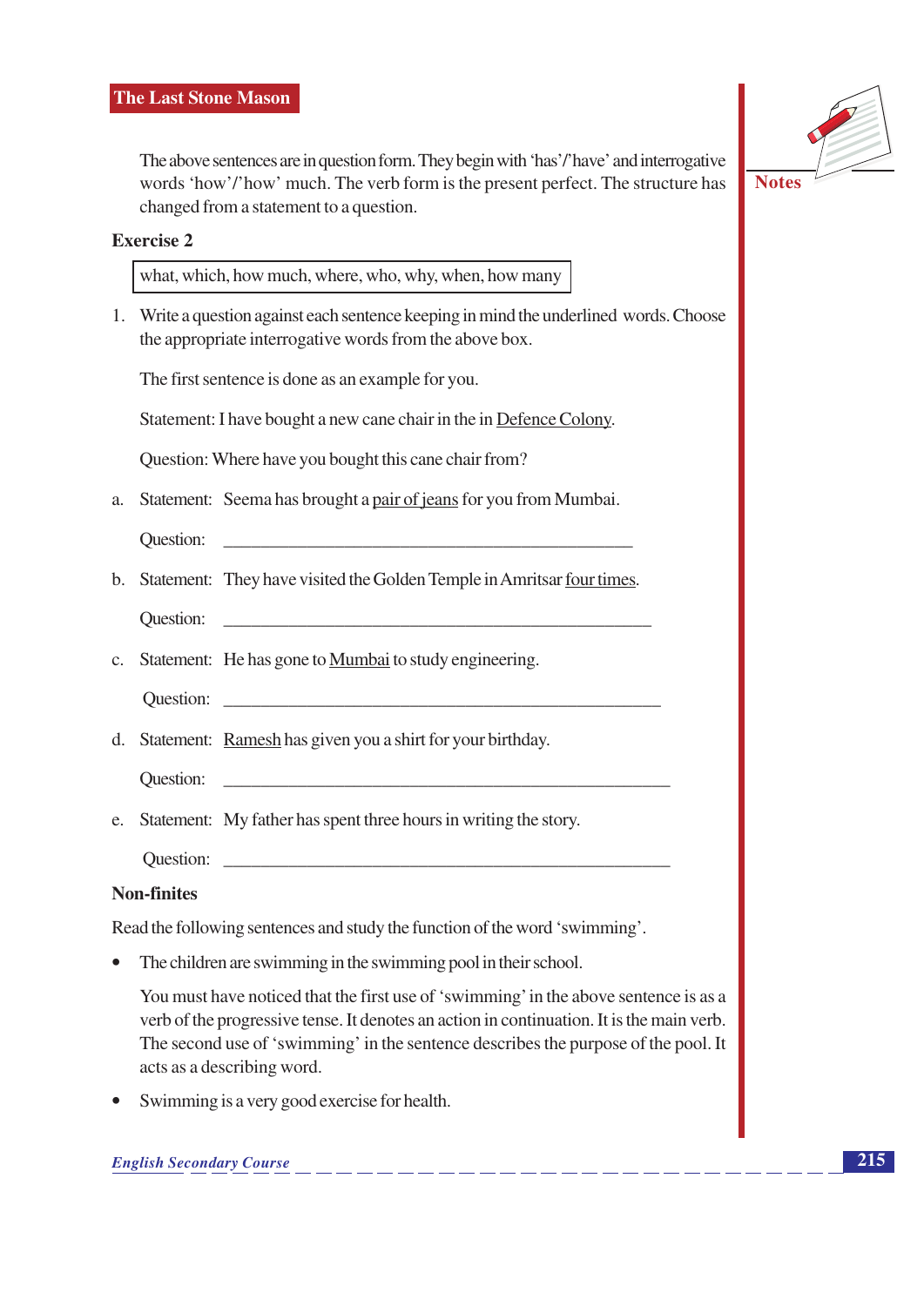The above sentences are in question form. They begin with 'has'/'have' and interrogative words 'how'/'how' much. The verb form is the present perfect. The structure has changed from a statement to a question.

**Exercise 2**

| what, which, how much, where, who, why, when, how many |
|---|

1. Write a question against each sentence keeping in mind the underlined words. Choose the appropriate interrogative words from the above box.

   The first sentence is done as an example for you.

   Statement: I have bought a new cane chair in the in <u>Defence Colony</u>.

   Question: Where have you bought this cane chair from?

a. Statement: Seema has brought a <u>pair of jeans</u> for you from Mumbai.

   Question: ______________________________________________

b. Statement: They have visited the Golden Temple in Amritsar <u>four times</u>.

   Question: ______________________________________________

c. Statement: He has gone to <u>Mumbai</u> to study engineering.

   Question: ______________________________________________

d. Statement: <u>Ramesh</u> has given you a shirt for your birthday.

   Question: ______________________________________________

e. Statement: My father has spent three hours in writing the story.

   Question: ______________________________________________

**Non-finites**

Read the following sentences and study the function of the word 'swimming'.

- The children are swimming in the swimming pool in their school.

  You must have noticed that the first use of 'swimming' in the above sentence is as a verb of the progressive tense. It denotes an action in continuation. It is the main verb. The second use of 'swimming' in the sentence describes the purpose of the pool. It acts as a describing word.

- Swimming is a very good exercise for health.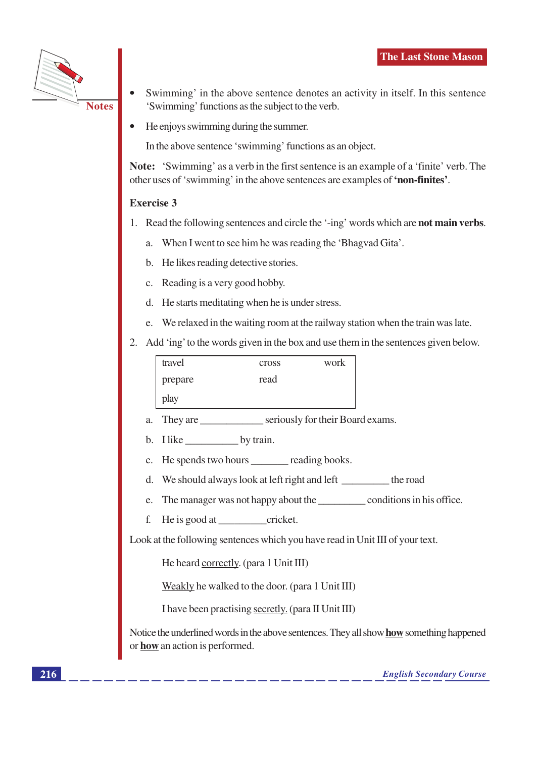- Swimming' in the above sentence denotes an activity in itself. In this sentence 'Swimming' functions as the subject to the verb.
- He enjoys swimming during the summer.

  In the above sentence 'swimming' functions as an object.

**Note:** 'Swimming' as a verb in the first sentence is an example of a 'finite' verb. The other uses of 'swimming' in the above sentences are examples of **'non-finites'**.

**Exercise 3**

1. Read the following sentences and circle the '-ing' words which are **not main verbs**.
   a. When I went to see him he was reading the 'Bhagvad Gita'.
   b. He likes reading detective stories.
   c. Reading is a very good hobby.
   d. He starts meditating when he is under stress.
   e. We relaxed in the waiting room at the railway station when the train was late.

2. Add 'ing' to the words given in the box and use them in the sentences given below.

| travel | cross | work |
|---|---|---|
| prepare | read | |
| play | | |

   a. They are ____________ seriously for their Board exams.
   b. I like __________ by train.
   c. He spends two hours _______ reading books.
   d. We should always look at left right and left _________ the road
   e. The manager was not happy about the _________ conditions in his office.
   f. He is good at _________cricket.

Look at the following sentences which you have read in Unit III of your text.

He heard <u>correctly</u>. (para 1 Unit III)

<u>Weakly</u> he walked to the door. (para 1 Unit III)

I have been practising <u>secretly.</u> (para II Unit III)

Notice the underlined words in the above sentences. They all show <u>**how**</u> something happened or <u>**how**</u> an action is performed.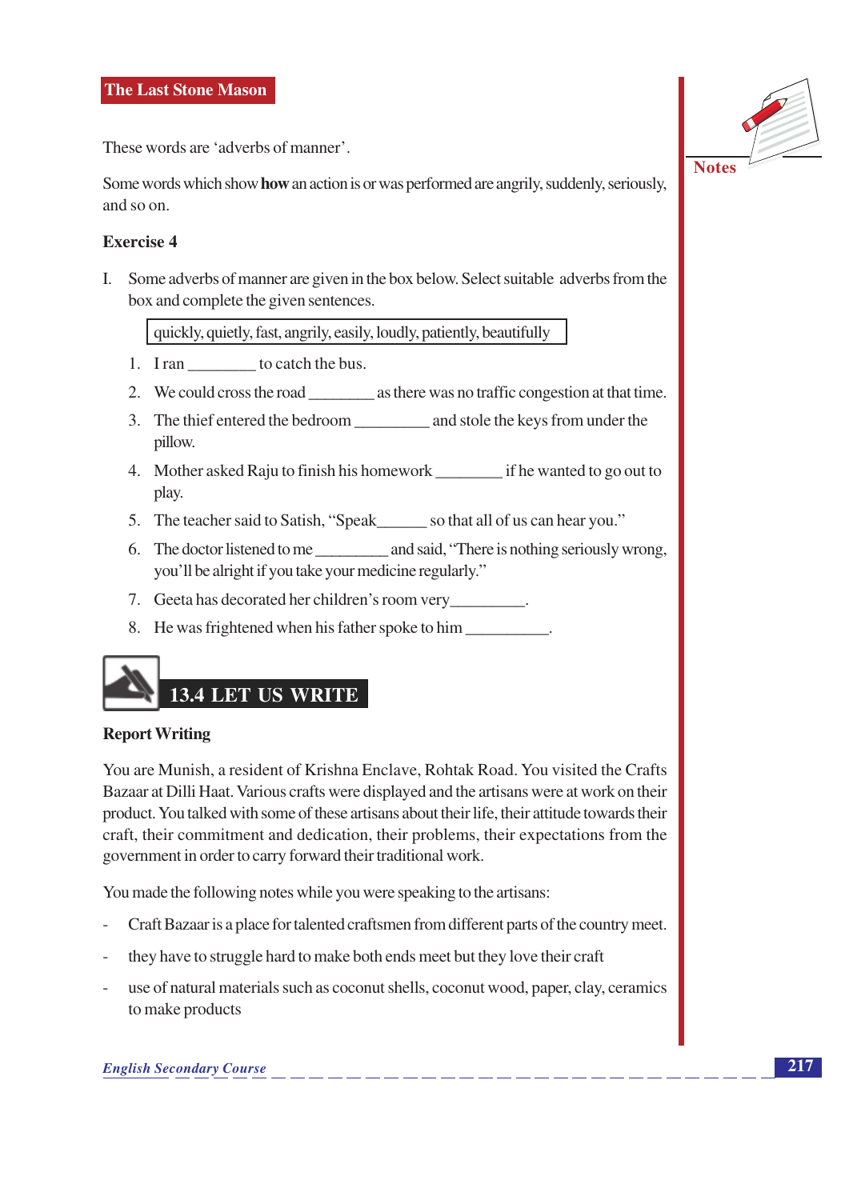These words are 'adverbs of manner'.

Some words which show **how** an action is or was performed are angrily, suddenly, seriously, and so on.

**Exercise 4**

I. Some adverbs of manner are given in the box below. Select suitable adverbs from the box and complete the given sentences.

| quickly, quietly, fast, angrily, easily, loudly, patiently, beautifully |
|---|

1. I ran ________ to catch the bus.
2. We could cross the road ________ as there was no traffic congestion at that time.
3. The thief entered the bedroom _________ and stole the keys from under the pillow.
4. Mother asked Raju to finish his homework ________ if he wanted to go out to play.
5. The teacher said to Satish, "Speak______ so that all of us can hear you."
6. The doctor listened to me _________ and said, "There is nothing seriously wrong, you'll be alright if you take your medicine regularly."
7. Geeta has decorated her children's room very_________.
8. He was frightened when his father spoke to him __________.

## 13.4 LET US WRITE

**Report Writing**

You are Munish, a resident of Krishna Enclave, Rohtak Road. You visited the Crafts Bazaar at Dilli Haat. Various crafts were displayed and the artisans were at work on their product. You talked with some of these artisans about their life, their attitude towards their craft, their commitment and dedication, their problems, their expectations from the government in order to carry forward their traditional work.

You made the following notes while you were speaking to the artisans:

- Craft Bazaar is a place for talented craftsmen from different parts of the country meet.
- they have to struggle hard to make both ends meet but they love their craft
- use of natural materials such as coconut shells, coconut wood, paper, clay, ceramics to make products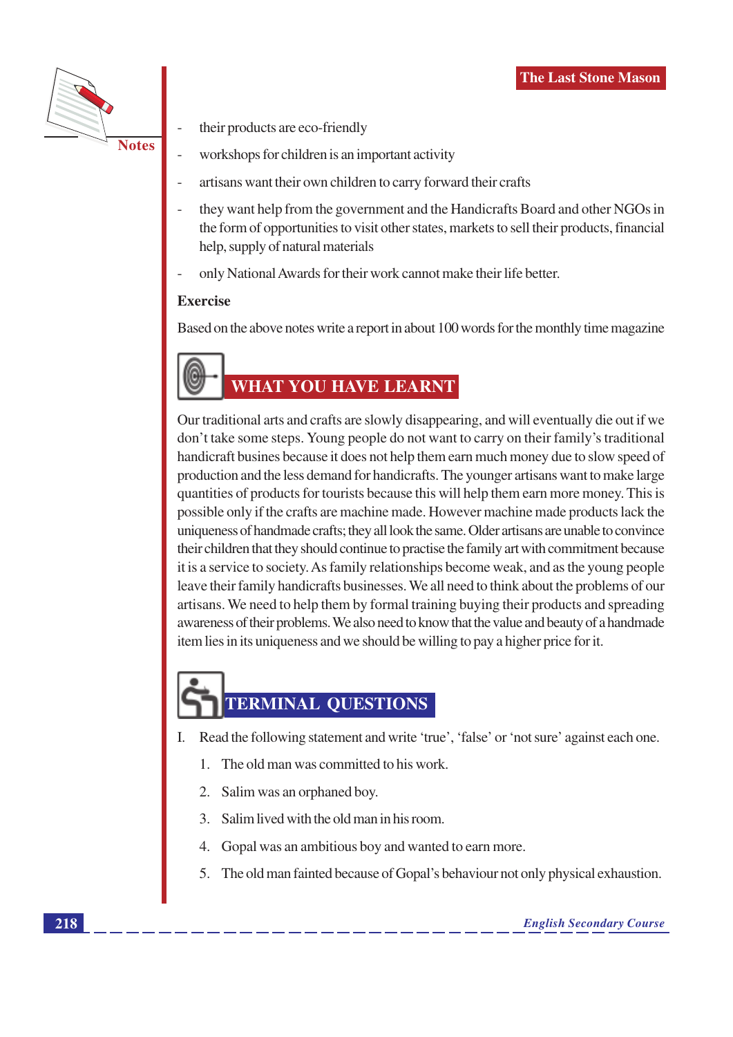- their products are eco-friendly
- workshops for children is an important activity
- artisans want their own children to carry forward their crafts
- they want help from the government and the Handicrafts Board and other NGOs in the form of opportunities to visit other states, markets to sell their products, financial help, supply of natural materials
- only National Awards for their work cannot make their life better.

**Exercise**

Based on the above notes write a report in about 100 words for the monthly time magazine

## WHAT YOU HAVE LEARNT

Our traditional arts and crafts are slowly disappearing, and will eventually die out if we don't take some steps. Young people do not want to carry on their family's traditional handicraft busines because it does not help them earn much money due to slow speed of production and the less demand for handicrafts. The younger artisans want to make large quantities of products for tourists because this will help them earn more money. This is possible only if the crafts are machine made. However machine made products lack the uniqueness of handmade crafts; they all look the same. Older artisans are unable to convince their children that they should continue to practise the family art with commitment because it is a service to society. As family relationships become weak, and as the young people leave their family handicrafts businesses. We all need to think about the problems of our artisans. We need to help them by formal training buying their products and spreading awareness of their problems. We also need to know that the value and beauty of a handmade item lies in its uniqueness and we should be willing to pay a higher price for it.

## TERMINAL QUESTIONS

I. Read the following statement and write 'true', 'false' or 'not sure' against each one.

1. The old man was committed to his work.
2. Salim was an orphaned boy.
3. Salim lived with the old man in his room.
4. Gopal was an ambitious boy and wanted to earn more.
5. The old man fainted because of Gopal's behaviour not only physical exhaustion.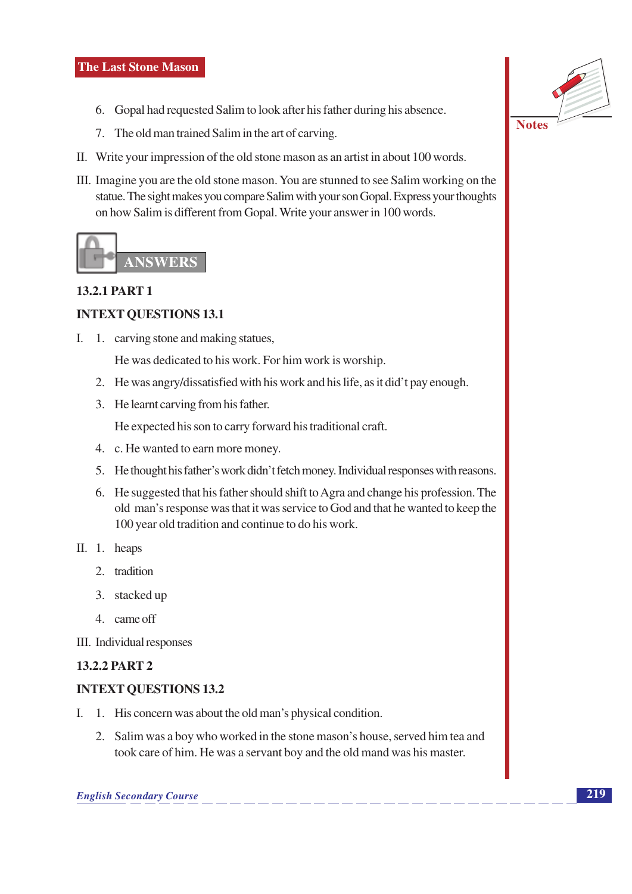6. Gopal had requested Salim to look after his father during his absence.
7. The old man trained Salim in the art of carving.

II. Write your impression of the old stone mason as an artist in about 100 words.

III. Imagine you are the old stone mason. You are stunned to see Salim working on the statue. The sight makes you compare Salim with your son Gopal. Express your thoughts on how Salim is different from Gopal. Write your answer in 100 words.

## ANSWERS

### 13.2.1 PART 1

### INTEXT QUESTIONS 13.1

I.
1. carving stone and making statues,

   He was dedicated to his work. For him work is worship.
2. He was angry/dissatisfied with his work and his life, as it did't pay enough.
3. He learnt carving from his father.

   He expected his son to carry forward his traditional craft.
4. c. He wanted to earn more money.
5. He thought his father's work didn't fetch money. Individual responses with reasons.
6. He suggested that his father should shift to Agra and change his profession. The old man's response was that it was service to God and that he wanted to keep the 100 year old tradition and continue to do his work.

II.
1. heaps
2. tradition
3. stacked up
4. came off

III. Individual responses

### 13.2.2 PART 2

### INTEXT QUESTIONS 13.2

I.
1. His concern was about the old man's physical condition.
2. Salim was a boy who worked in the stone mason's house, served him tea and took care of him. He was a servant boy and the old mand was his master.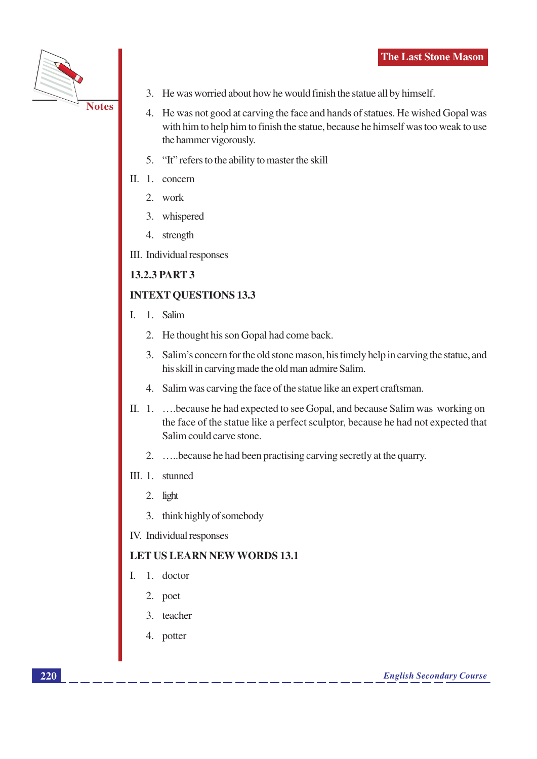3. He was worried about how he would finish the statue all by himself.

4. He was not good at carving the face and hands of statues. He wished Gopal was with him to help him to finish the statue, because he himself was too weak to use the hammer vigorously.

5. "It" refers to the ability to master the skill

II. 1. concern

2. work

3. whispered

4. strength

III. Individual responses

**13.2.3 PART 3**

**INTEXT QUESTIONS 13.3**

I. 1. Salim

2. He thought his son Gopal had come back.

3. Salim's concern for the old stone mason, his timely help in carving the statue, and his skill in carving made the old man admire Salim.

4. Salim was carving the face of the statue like an expert craftsman.

II. 1. ….because he had expected to see Gopal, and because Salim was working on the face of the statue like a perfect sculptor, because he had not expected that Salim could carve stone.

2. …..because he had been practising carving secretly at the quarry.

III. 1. stunned

2. light

3. think highly of somebody

IV. Individual responses

**LET US LEARN NEW WORDS 13.1**

I. 1. doctor

2. poet

3. teacher

4. potter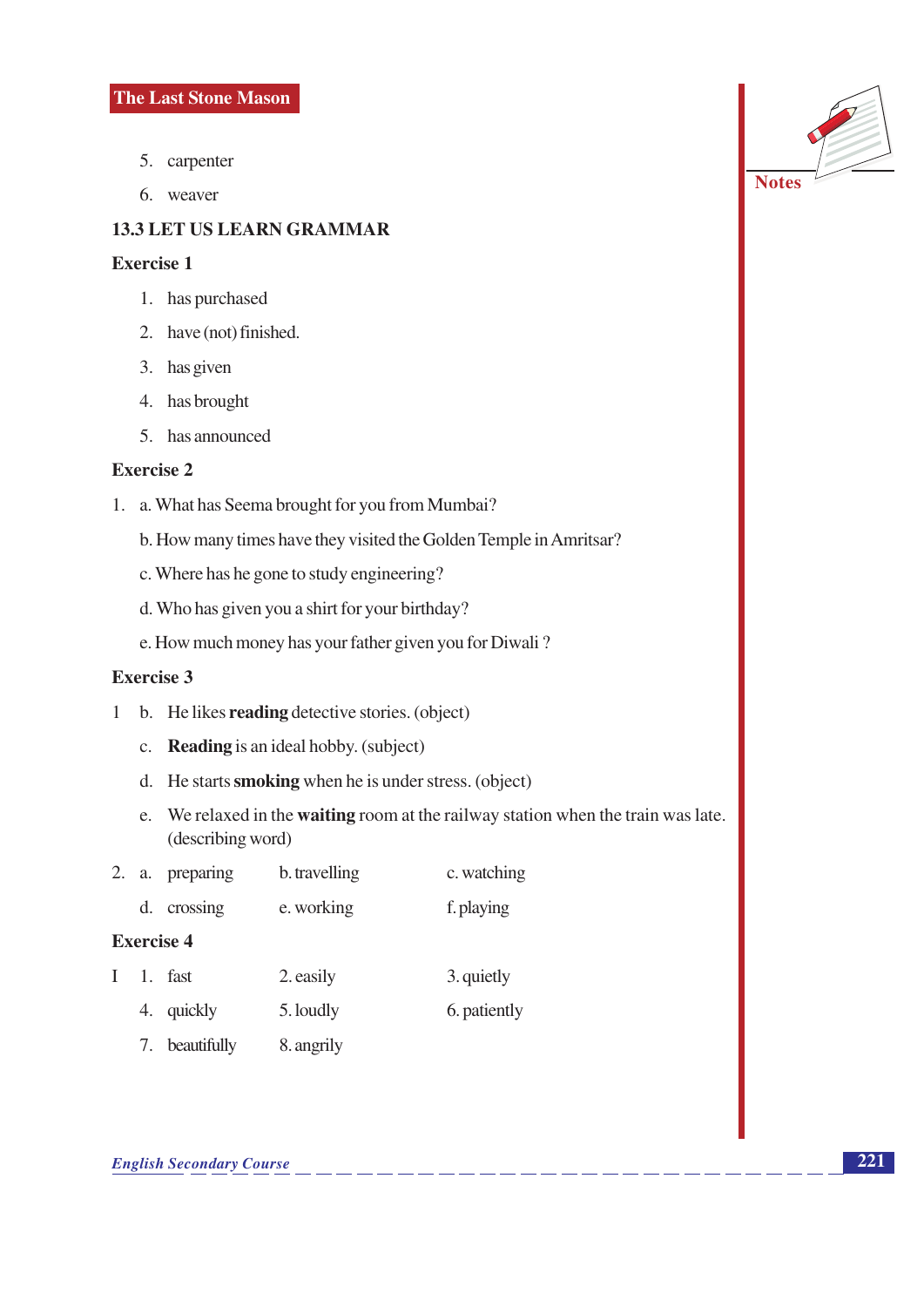5. carpenter
6. weaver

## 13.3 LET US LEARN GRAMMAR

**Exercise 1**

1. has purchased
2. have (not) finished.
3. has given
4. has brought
5. has announced

**Exercise 2**

1. a. What has Seema brought for you from Mumbai?

   b. How many times have they visited the Golden Temple in Amritsar?

   c. Where has he gone to study engineering?

   d. Who has given you a shirt for your birthday?

   e. How much money has your father given you for Diwali ?

**Exercise 3**

1 b. He likes **reading** detective stories. (object)

  c. **Reading** is an ideal hobby. (subject)

  d. He starts **smoking** when he is under stress. (object)

  e. We relaxed in the **waiting** room at the railway station when the train was late. (describing word)

2. a. preparing  b. travelling  c. watching

   d. crossing  e. working  f. playing

**Exercise 4**

I 1. fast  2. easily  3. quietly

  4. quickly  5. loudly  6. patiently

  7. beautifully  8. angrily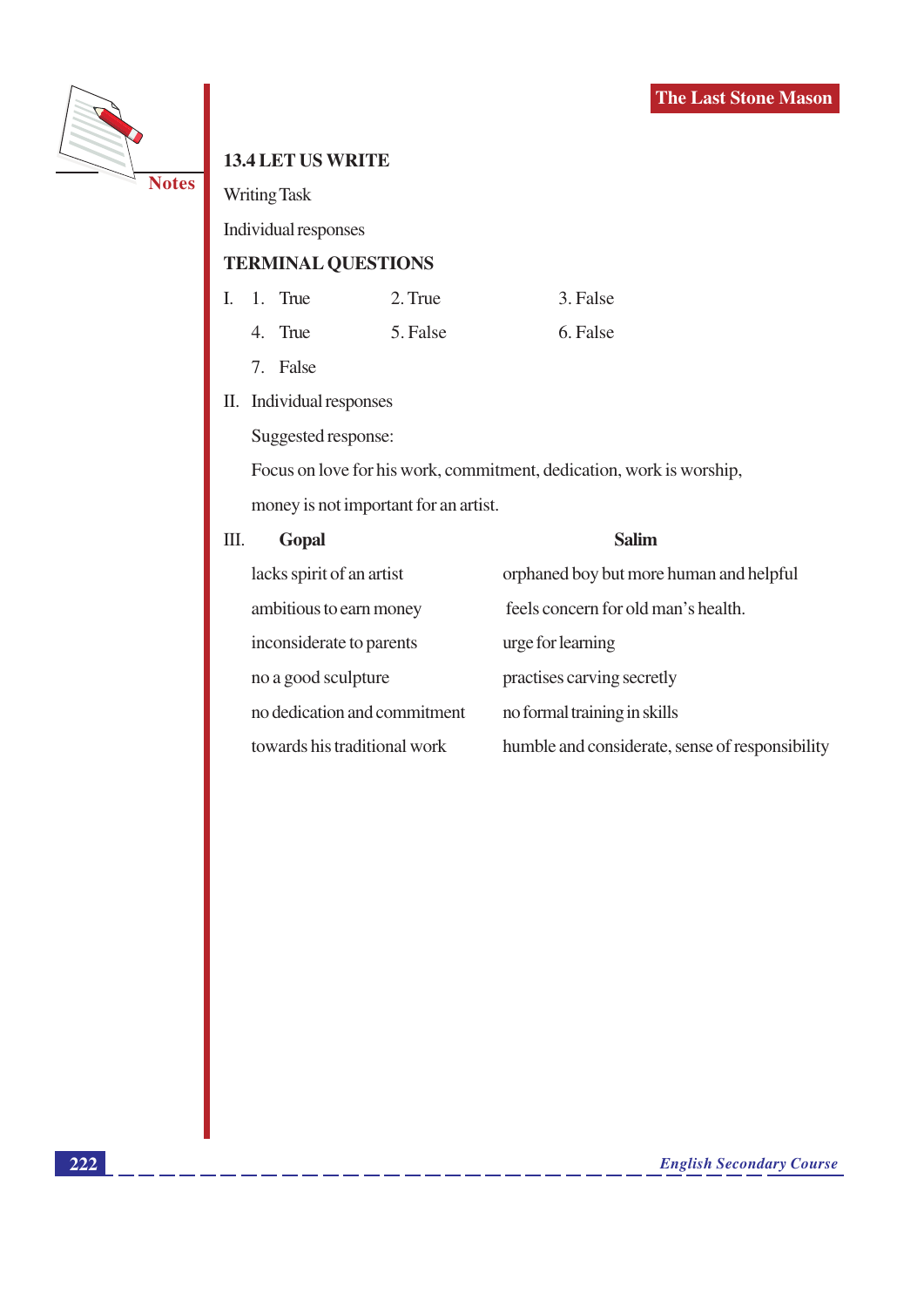## 13.4 LET US WRITE

Writing Task

Individual responses

## TERMINAL QUESTIONS

I.

| | | |
|---|---|---|
| 1. True | 2. True | 3. False |
| 4. True | 5. False | 6. False |
| 7. False | | |

II. Individual responses

Suggested response:

Focus on love for his work, commitment, dedication, work is worship, money is not important for an artist.

III.

| **Gopal** | **Salim** |
|---|---|
| lacks spirit of an artist | orphaned boy but more human and helpful |
| ambitious to earn money | feels concern for old man's health. |
| inconsiderate to parents | urge for learning |
| no a good sculpture | practises carving secretly |
| no dedication and commitment | no formal training in skills |
| towards his traditional work | humble and considerate, sense of responsibility |